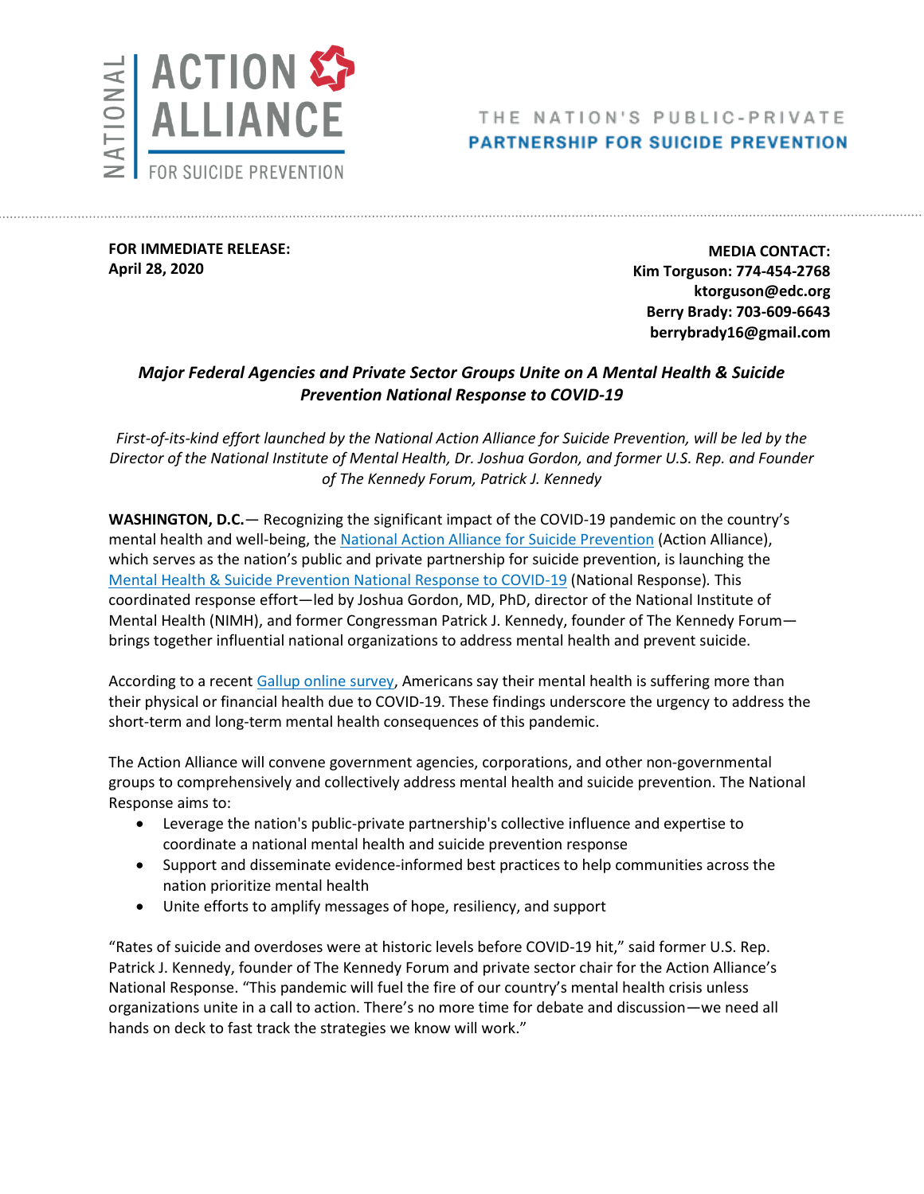NATIONAL ACTION ALLIANCE FOR SUICIDE PREVENTION

THE NATION'S PUBLIC-PRIVATE **PARTNERSHIP FOR SUICIDE PREVENTION**

**FOR IMMEDIATE RELEASE:**
**April 28, 2020**

**MEDIA CONTACT:**
**Kim Torguson: 774-454-2768**
**ktorguson@edc.org**
**Berry Brady: 703-609-6643**
**berrybrady16@gmail.com**

***Major Federal Agencies and Private Sector Groups Unite on A Mental Health & Suicide Prevention National Response to COVID-19***

*First-of-its-kind effort launched by the National Action Alliance for Suicide Prevention, will be led by the Director of the National Institute of Mental Health, Dr. Joshua Gordon, and former U.S. Rep. and Founder of The Kennedy Forum, Patrick J. Kennedy*

**WASHINGTON, D.C.**— Recognizing the significant impact of the COVID-19 pandemic on the country's mental health and well-being, the National Action Alliance for Suicide Prevention (Action Alliance), which serves as the nation's public and private partnership for suicide prevention, is launching the Mental Health & Suicide Prevention National Response to COVID-19 (National Response). This coordinated response effort—led by Joshua Gordon, MD, PhD, director of the National Institute of Mental Health (NIMH), and former Congressman Patrick J. Kennedy, founder of The Kennedy Forum—brings together influential national organizations to address mental health and prevent suicide.

According to a recent Gallup online survey, Americans say their mental health is suffering more than their physical or financial health due to COVID-19. These findings underscore the urgency to address the short-term and long-term mental health consequences of this pandemic.

The Action Alliance will convene government agencies, corporations, and other non-governmental groups to comprehensively and collectively address mental health and suicide prevention. The National Response aims to:

- Leverage the nation's public-private partnership's collective influence and expertise to coordinate a national mental health and suicide prevention response
- Support and disseminate evidence-informed best practices to help communities across the nation prioritize mental health
- Unite efforts to amplify messages of hope, resiliency, and support

"Rates of suicide and overdoses were at historic levels before COVID-19 hit," said former U.S. Rep. Patrick J. Kennedy, founder of The Kennedy Forum and private sector chair for the Action Alliance's National Response. "This pandemic will fuel the fire of our country's mental health crisis unless organizations unite in a call to action. There's no more time for debate and discussion—we need all hands on deck to fast track the strategies we know will work."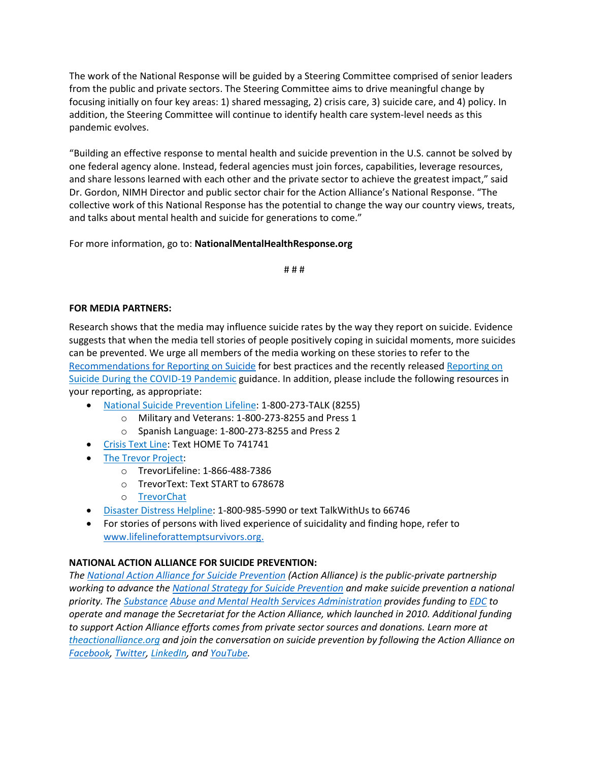The work of the National Response will be guided by a Steering Committee comprised of senior leaders from the public and private sectors. The Steering Committee aims to drive meaningful change by focusing initially on four key areas: 1) shared messaging, 2) crisis care, 3) suicide care, and 4) policy. In addition, the Steering Committee will continue to identify health care system-level needs as this pandemic evolves.

"Building an effective response to mental health and suicide prevention in the U.S. cannot be solved by one federal agency alone. Instead, federal agencies must join forces, capabilities, leverage resources, and share lessons learned with each other and the private sector to achieve the greatest impact," said Dr. Gordon, NIMH Director and public sector chair for the Action Alliance's National Response. "The collective work of this National Response has the potential to change the way our country views, treats, and talks about mental health and suicide for generations to come."

For more information, go to: **NationalMentalHealthResponse.org**

# # #

**FOR MEDIA PARTNERS:**

Research shows that the media may influence suicide rates by the way they report on suicide. Evidence suggests that when the media tell stories of people positively coping in suicidal moments, more suicides can be prevented. We urge all members of the media working on these stories to refer to the Recommendations for Reporting on Suicide for best practices and the recently released Reporting on Suicide During the COVID-19 Pandemic guidance. In addition, please include the following resources in your reporting, as appropriate:

- National Suicide Prevention Lifeline: 1-800-273-TALK (8255)
  - Military and Veterans: 1-800-273-8255 and Press 1
  - Spanish Language: 1-800-273-8255 and Press 2
- Crisis Text Line: Text HOME To 741741
- The Trevor Project:
  - TrevorLifeline: 1-866-488-7386
  - TrevorText: Text START to 678678
  - TrevorChat
- Disaster Distress Helpline: 1-800-985-5990 or text TalkWithUs to 66746
- For stories of persons with lived experience of suicidality and finding hope, refer to www.lifelineforattemptsurvivors.org.

**NATIONAL ACTION ALLIANCE FOR SUICIDE PREVENTION:**

*The National Action Alliance for Suicide Prevention (Action Alliance) is the public-private partnership working to advance the National Strategy for Suicide Prevention and make suicide prevention a national priority. The Substance Abuse and Mental Health Services Administration provides funding to EDC to operate and manage the Secretariat for the Action Alliance, which launched in 2010. Additional funding to support Action Alliance efforts comes from private sector sources and donations. Learn more at theactionalliance.org and join the conversation on suicide prevention by following the Action Alliance on Facebook, Twitter, LinkedIn, and YouTube.*